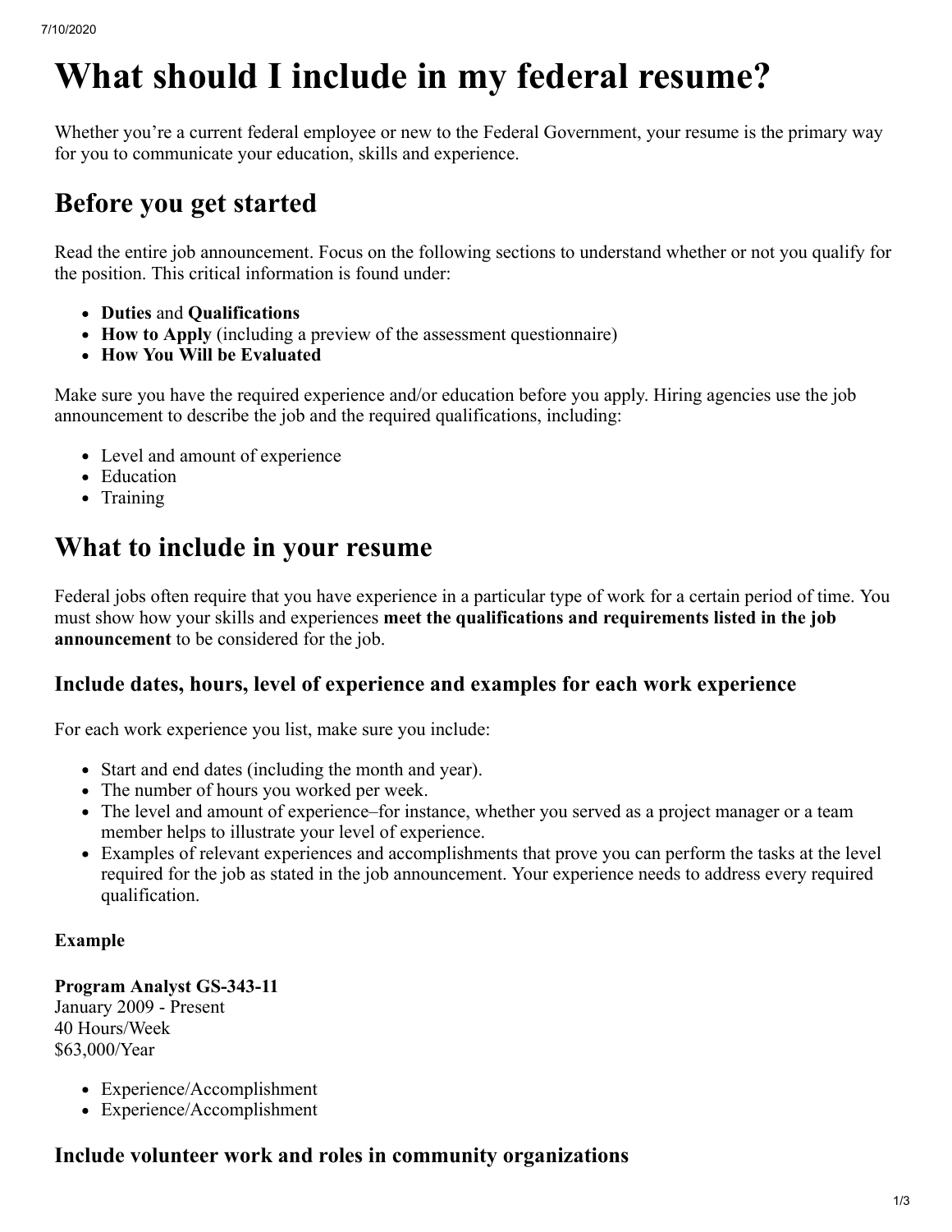# What should I include in my federal resume?

Whether you're a current federal employee or new to the Federal Government, your resume is the primary way for you to communicate your education, skills and experience.

## Before you get started

Read the entire job announcement. Focus on the following sections to understand whether or not you qualify for the position. This critical information is found under:

- **Duties** and **Qualifications**
- **How to Apply** (including a preview of the assessment questionnaire)
- **How You Will be Evaluated**

Make sure you have the required experience and/or education before you apply. Hiring agencies use the job announcement to describe the job and the required qualifications, including:

- Level and amount of experience
- Education
- Training

## What to include in your resume

Federal jobs often require that you have experience in a particular type of work for a certain period of time. You must show how your skills and experiences **meet the qualifications and requirements listed in the job announcement** to be considered for the job.

### Include dates, hours, level of experience and examples for each work experience

For each work experience you list, make sure you include:

- Start and end dates (including the month and year).
- The number of hours you worked per week.
- The level and amount of experience–for instance, whether you served as a project manager or a team member helps to illustrate your level of experience.
- Examples of relevant experiences and accomplishments that prove you can perform the tasks at the level required for the job as stated in the job announcement. Your experience needs to address every required qualification.

**Example**

**Program Analyst GS-343-11**
January 2009 - Present
40 Hours/Week
$63,000/Year

- Experience/Accomplishment
- Experience/Accomplishment

### Include volunteer work and roles in community organizations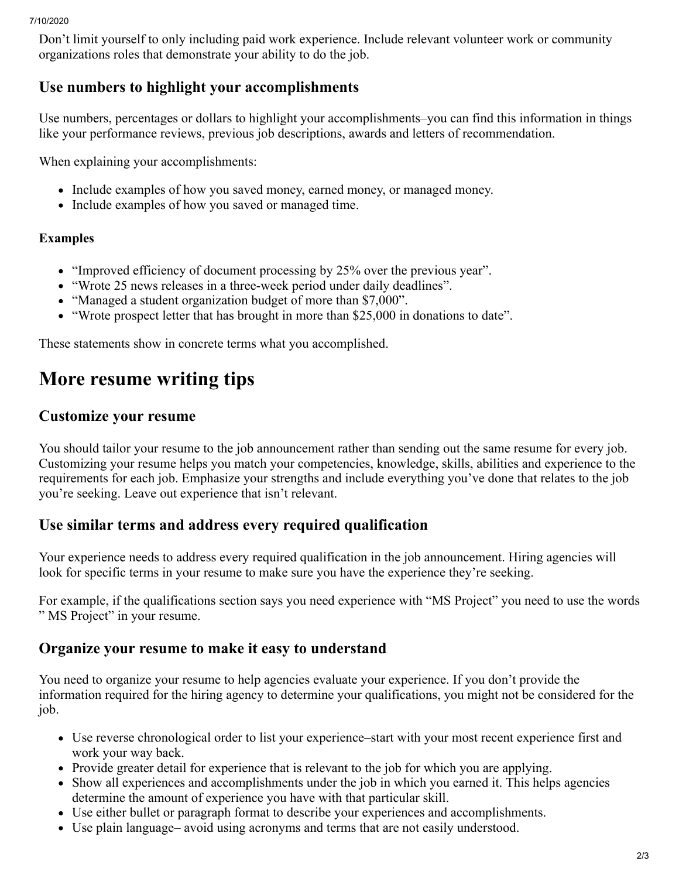Don’t limit yourself to only including paid work experience. Include relevant volunteer work or community organizations roles that demonstrate your ability to do the job.

### Use numbers to highlight your accomplishments

Use numbers, percentages or dollars to highlight your accomplishments–you can find this information in things like your performance reviews, previous job descriptions, awards and letters of recommendation.

When explaining your accomplishments:

- Include examples of how you saved money, earned money, or managed money.
- Include examples of how you saved or managed time.

#### Examples

- “Improved efficiency of document processing by 25% over the previous year”.
- “Wrote 25 news releases in a three-week period under daily deadlines”.
- “Managed a student organization budget of more than $7,000”.
- “Wrote prospect letter that has brought in more than $25,000 in donations to date”.

These statements show in concrete terms what you accomplished.

## More resume writing tips

### Customize your resume

You should tailor your resume to the job announcement rather than sending out the same resume for every job. Customizing your resume helps you match your competencies, knowledge, skills, abilities and experience to the requirements for each job. Emphasize your strengths and include everything you’ve done that relates to the job you’re seeking. Leave out experience that isn’t relevant.

### Use similar terms and address every required qualification

Your experience needs to address every required qualification in the job announcement. Hiring agencies will look for specific terms in your resume to make sure you have the experience they’re seeking.

For example, if the qualifications section says you need experience with “MS Project” you need to use the words ” MS Project” in your resume.

### Organize your resume to make it easy to understand

You need to organize your resume to help agencies evaluate your experience. If you don’t provide the information required for the hiring agency to determine your qualifications, you might not be considered for the job.

- Use reverse chronological order to list your experience–start with your most recent experience first and work your way back.
- Provide greater detail for experience that is relevant to the job for which you are applying.
- Show all experiences and accomplishments under the job in which you earned it. This helps agencies determine the amount of experience you have with that particular skill.
- Use either bullet or paragraph format to describe your experiences and accomplishments.
- Use plain language– avoid using acronyms and terms that are not easily understood.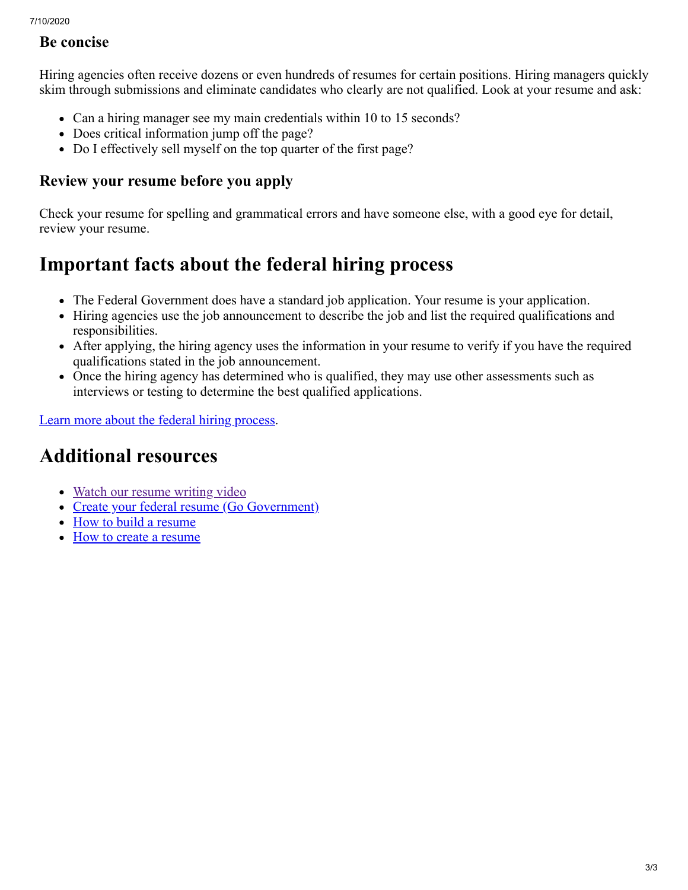### Be concise

Hiring agencies often receive dozens or even hundreds of resumes for certain positions. Hiring managers quickly skim through submissions and eliminate candidates who clearly are not qualified. Look at your resume and ask:

- Can a hiring manager see my main credentials within 10 to 15 seconds?
- Does critical information jump off the page?
- Do I effectively sell myself on the top quarter of the first page?

### Review your resume before you apply

Check your resume for spelling and grammatical errors and have someone else, with a good eye for detail, review your resume.

## Important facts about the federal hiring process

- The Federal Government does have a standard job application. Your resume is your application.
- Hiring agencies use the job announcement to describe the job and list the required qualifications and responsibilities.
- After applying, the hiring agency uses the information in your resume to verify if you have the required qualifications stated in the job announcement.
- Once the hiring agency has determined who is qualified, they may use other assessments such as interviews or testing to determine the best qualified applications.

Learn more about the federal hiring process.

## Additional resources

- Watch our resume writing video
- Create your federal resume (Go Government)
- How to build a resume
- How to create a resume